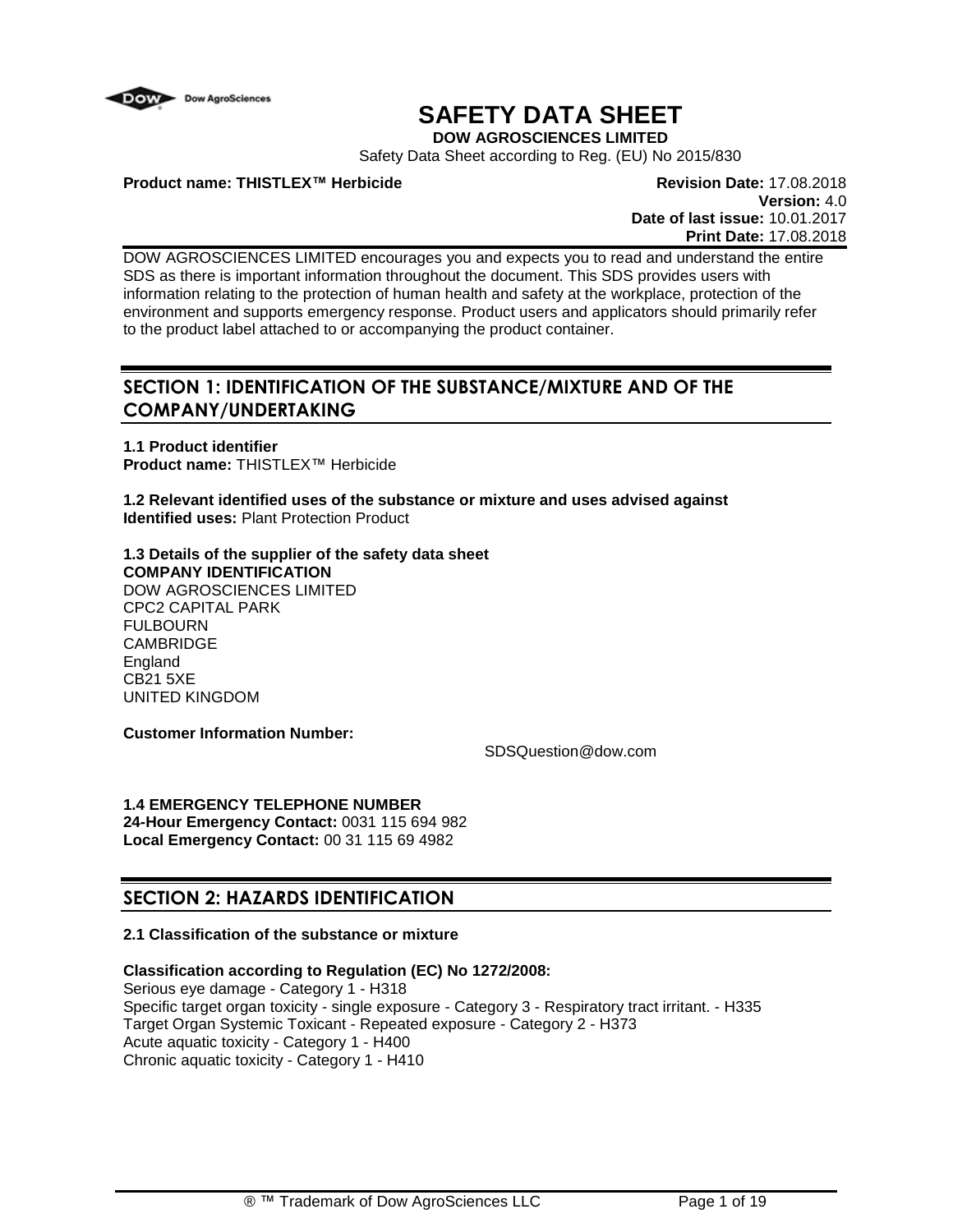# SAFETY DATA SHEET

**DOW AGROSCIENCES LIMITED**

Safety Data Sheet according to Reg. (EU) No 2015/830

**Product name: THISTLEX™ Herbicide**

**Revision Date:** 17.08.2018
**Version:** 4.0
**Date of last issue:** 10.01.2017
**Print Date:** 17.08.2018

DOW AGROSCIENCES LIMITED encourages you and expects you to read and understand the entire SDS as there is important information throughout the document. This SDS provides users with information relating to the protection of human health and safety at the workplace, protection of the environment and supports emergency response. Product users and applicators should primarily refer to the product label attached to or accompanying the product container.

## SECTION 1: IDENTIFICATION OF THE SUBSTANCE/MIXTURE AND OF THE COMPANY/UNDERTAKING

**1.1 Product identifier**
**Product name:** THISTLEX™ Herbicide

**1.2 Relevant identified uses of the substance or mixture and uses advised against**
**Identified uses:** Plant Protection Product

**1.3 Details of the supplier of the safety data sheet**
**COMPANY IDENTIFICATION**
DOW AGROSCIENCES LIMITED
CPC2 CAPITAL PARK
FULBOURN
CAMBRIDGE
England
CB21 5XE
UNITED KINGDOM

**Customer Information Number:**
SDSQuestion@dow.com

**1.4 EMERGENCY TELEPHONE NUMBER**
**24-Hour Emergency Contact:** 0031 115 694 982
**Local Emergency Contact:** 00 31 115 69 4982

## SECTION 2: HAZARDS IDENTIFICATION

**2.1 Classification of the substance or mixture**

**Classification according to Regulation (EC) No 1272/2008:**
Serious eye damage - Category 1 - H318
Specific target organ toxicity - single exposure - Category 3 - Respiratory tract irritant. - H335
Target Organ Systemic Toxicant - Repeated exposure - Category 2 - H373
Acute aquatic toxicity - Category 1 - H400
Chronic aquatic toxicity - Category 1 - H410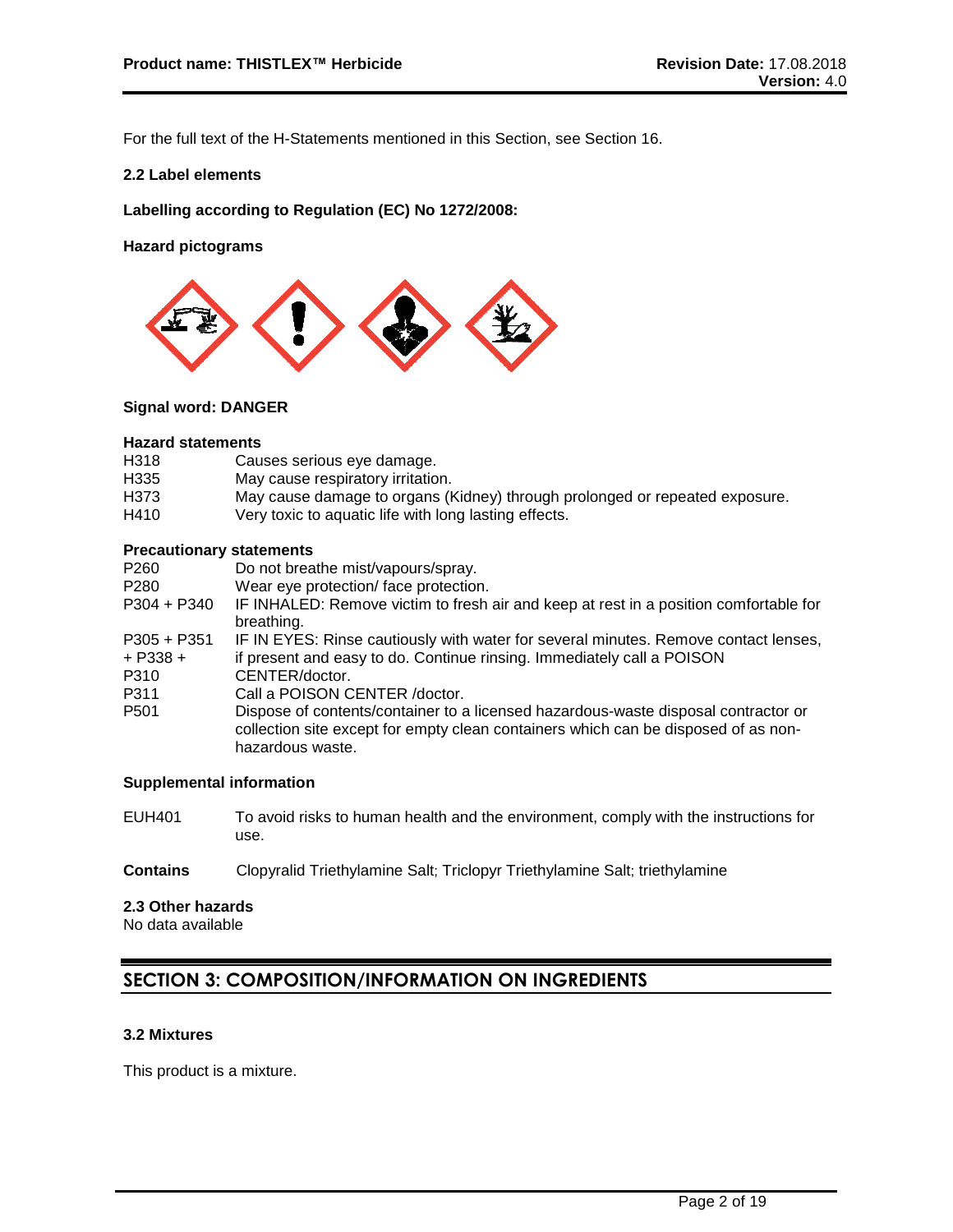For the full text of the H-Statements mentioned in this Section, see Section 16.

**2.2 Label elements**

**Labelling according to Regulation (EC) No 1272/2008:**

**Hazard pictograms**

**Signal word: DANGER**

**Hazard statements**

| | |
|---|---|
| H318 | Causes serious eye damage. |
| H335 | May cause respiratory irritation. |
| H373 | May cause damage to organs (Kidney) through prolonged or repeated exposure. |
| H410 | Very toxic to aquatic life with long lasting effects. |

**Precautionary statements**

| | |
|---|---|
| P260 | Do not breathe mist/vapours/spray. |
| P280 | Wear eye protection/ face protection. |
| P304 + P340 | IF INHALED: Remove victim to fresh air and keep at rest in a position comfortable for breathing. |
| P305 + P351 + P338 + P310 | IF IN EYES: Rinse cautiously with water for several minutes. Remove contact lenses, if present and easy to do. Continue rinsing. Immediately call a POISON CENTER/doctor. |
| P311 | Call a POISON CENTER /doctor. |
| P501 | Dispose of contents/container to a licensed hazardous-waste disposal contractor or collection site except for empty clean containers which can be disposed of as non-hazardous waste. |

**Supplemental information**

| | |
|---|---|
| EUH401 | To avoid risks to human health and the environment, comply with the instructions for use. |

**Contains** Clopyralid Triethylamine Salt; Triclopyr Triethylamine Salt; triethylamine

**2.3 Other hazards**

No data available

## SECTION 3: COMPOSITION/INFORMATION ON INGREDIENTS

**3.2 Mixtures**

This product is a mixture.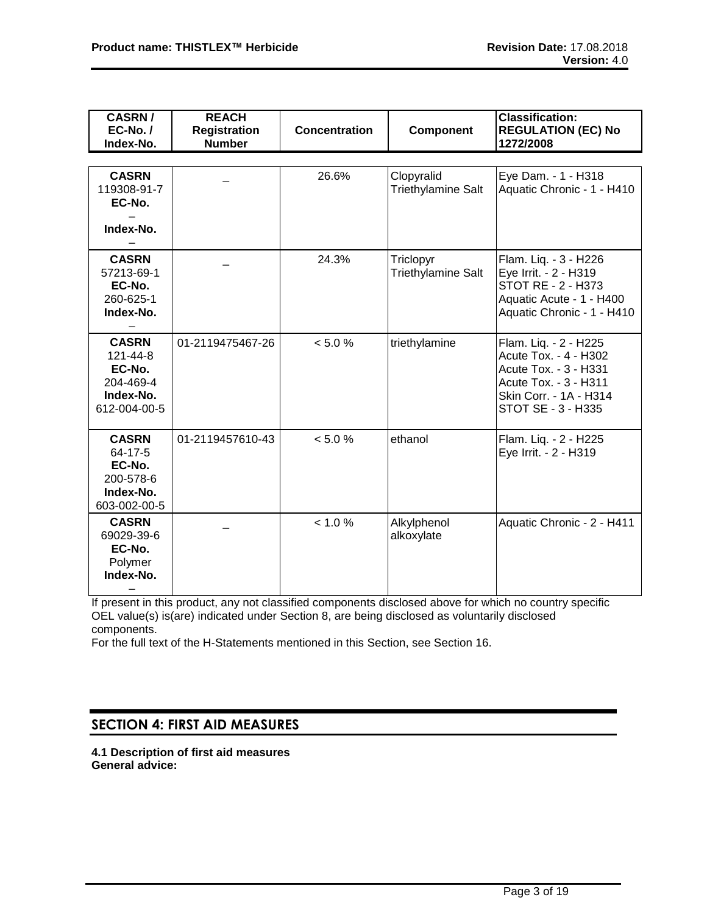| CASRN / EC-No. / Index-No. | REACH Registration Number | Concentration | Component | Classification: REGULATION (EC) No 1272/2008 |
|---|---|---|---|---|
| **CASRN** 119308-91-7 **EC-No.** – **Index-No.** – | – | 26.6% | Clopyralid Triethylamine Salt | Eye Dam. - 1 - H318<br>Aquatic Chronic - 1 - H410 |
| **CASRN** 57213-69-1 **EC-No.** 260-625-1 **Index-No.** – | – | 24.3% | Triclopyr Triethylamine Salt | Flam. Liq. - 3 - H226<br>Eye Irrit. - 2 - H319<br>STOT RE - 2 - H373<br>Aquatic Acute - 1 - H400<br>Aquatic Chronic - 1 - H410 |
| **CASRN** 121-44-8 **EC-No.** 204-469-4 **Index-No.** 612-004-00-5 | 01-2119475467-26 | < 5.0 % | triethylamine | Flam. Liq. - 2 - H225<br>Acute Tox. - 4 - H302<br>Acute Tox. - 3 - H331<br>Acute Tox. - 3 - H311<br>Skin Corr. - 1A - H314<br>STOT SE - 3 - H335 |
| **CASRN** 64-17-5 **EC-No.** 200-578-6 **Index-No.** 603-002-00-5 | 01-2119457610-43 | < 5.0 % | ethanol | Flam. Liq. - 2 - H225<br>Eye Irrit. - 2 - H319 |
| **CASRN** 69029-39-6 **EC-No.** Polymer **Index-No.** – | – | < 1.0 % | Alkylphenol alkoxylate | Aquatic Chronic - 2 - H411 |

If present in this product, any not classified components disclosed above for which no country specific OEL value(s) is(are) indicated under Section 8, are being disclosed as voluntarily disclosed components.

For the full text of the H-Statements mentioned in this Section, see Section 16.

## SECTION 4: FIRST AID MEASURES

**4.1 Description of first aid measures**

**General advice:**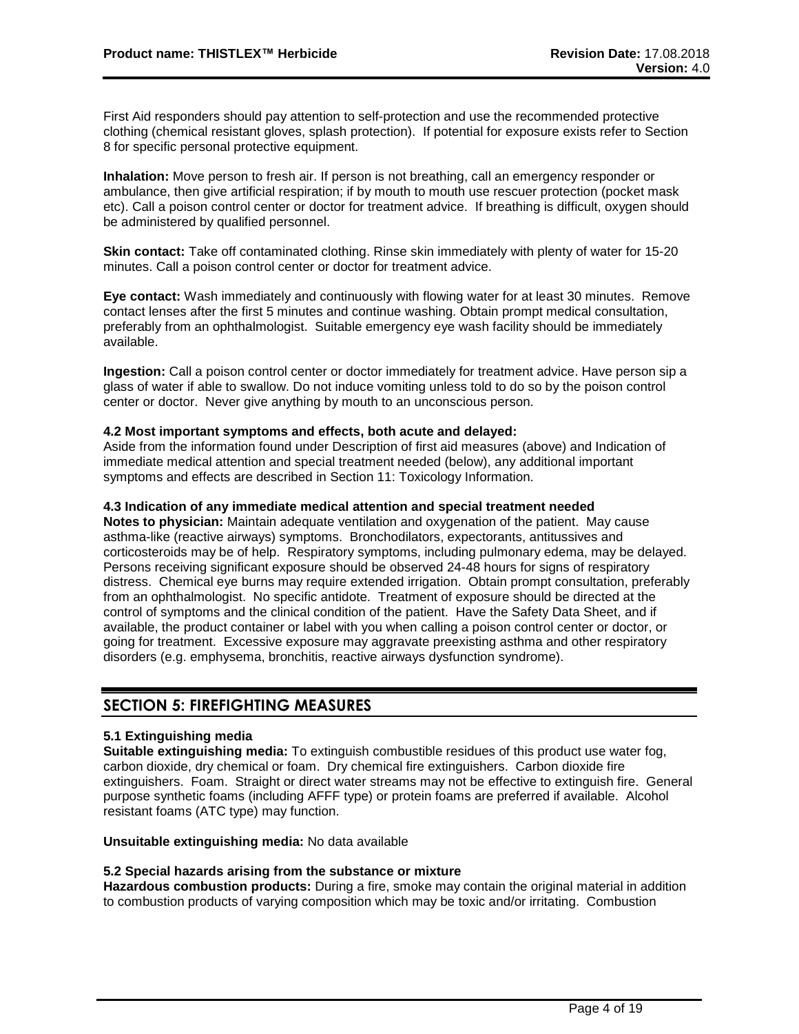First Aid responders should pay attention to self-protection and use the recommended protective clothing (chemical resistant gloves, splash protection). If potential for exposure exists refer to Section 8 for specific personal protective equipment.

**Inhalation:** Move person to fresh air. If person is not breathing, call an emergency responder or ambulance, then give artificial respiration; if by mouth to mouth use rescuer protection (pocket mask etc). Call a poison control center or doctor for treatment advice. If breathing is difficult, oxygen should be administered by qualified personnel.

**Skin contact:** Take off contaminated clothing. Rinse skin immediately with plenty of water for 15-20 minutes. Call a poison control center or doctor for treatment advice.

**Eye contact:** Wash immediately and continuously with flowing water for at least 30 minutes. Remove contact lenses after the first 5 minutes and continue washing. Obtain prompt medical consultation, preferably from an ophthalmologist. Suitable emergency eye wash facility should be immediately available.

**Ingestion:** Call a poison control center or doctor immediately for treatment advice. Have person sip a glass of water if able to swallow. Do not induce vomiting unless told to do so by the poison control center or doctor. Never give anything by mouth to an unconscious person.

**4.2 Most important symptoms and effects, both acute and delayed:**
Aside from the information found under Description of first aid measures (above) and Indication of immediate medical attention and special treatment needed (below), any additional important symptoms and effects are described in Section 11: Toxicology Information.

**4.3 Indication of any immediate medical attention and special treatment needed**
**Notes to physician:** Maintain adequate ventilation and oxygenation of the patient. May cause asthma-like (reactive airways) symptoms. Bronchodilators, expectorants, antitussives and corticosteroids may be of help. Respiratory symptoms, including pulmonary edema, may be delayed. Persons receiving significant exposure should be observed 24-48 hours for signs of respiratory distress. Chemical eye burns may require extended irrigation. Obtain prompt consultation, preferably from an ophthalmologist. No specific antidote. Treatment of exposure should be directed at the control of symptoms and the clinical condition of the patient. Have the Safety Data Sheet, and if available, the product container or label with you when calling a poison control center or doctor, or going for treatment. Excessive exposure may aggravate preexisting asthma and other respiratory disorders (e.g. emphysema, bronchitis, reactive airways dysfunction syndrome).

## SECTION 5: FIREFIGHTING MEASURES

**5.1 Extinguishing media**
**Suitable extinguishing media:** To extinguish combustible residues of this product use water fog, carbon dioxide, dry chemical or foam. Dry chemical fire extinguishers. Carbon dioxide fire extinguishers. Foam. Straight or direct water streams may not be effective to extinguish fire. General purpose synthetic foams (including AFFF type) or protein foams are preferred if available. Alcohol resistant foams (ATC type) may function.

**Unsuitable extinguishing media:** No data available

**5.2 Special hazards arising from the substance or mixture**
**Hazardous combustion products:** During a fire, smoke may contain the original material in addition to combustion products of varying composition which may be toxic and/or irritating. Combustion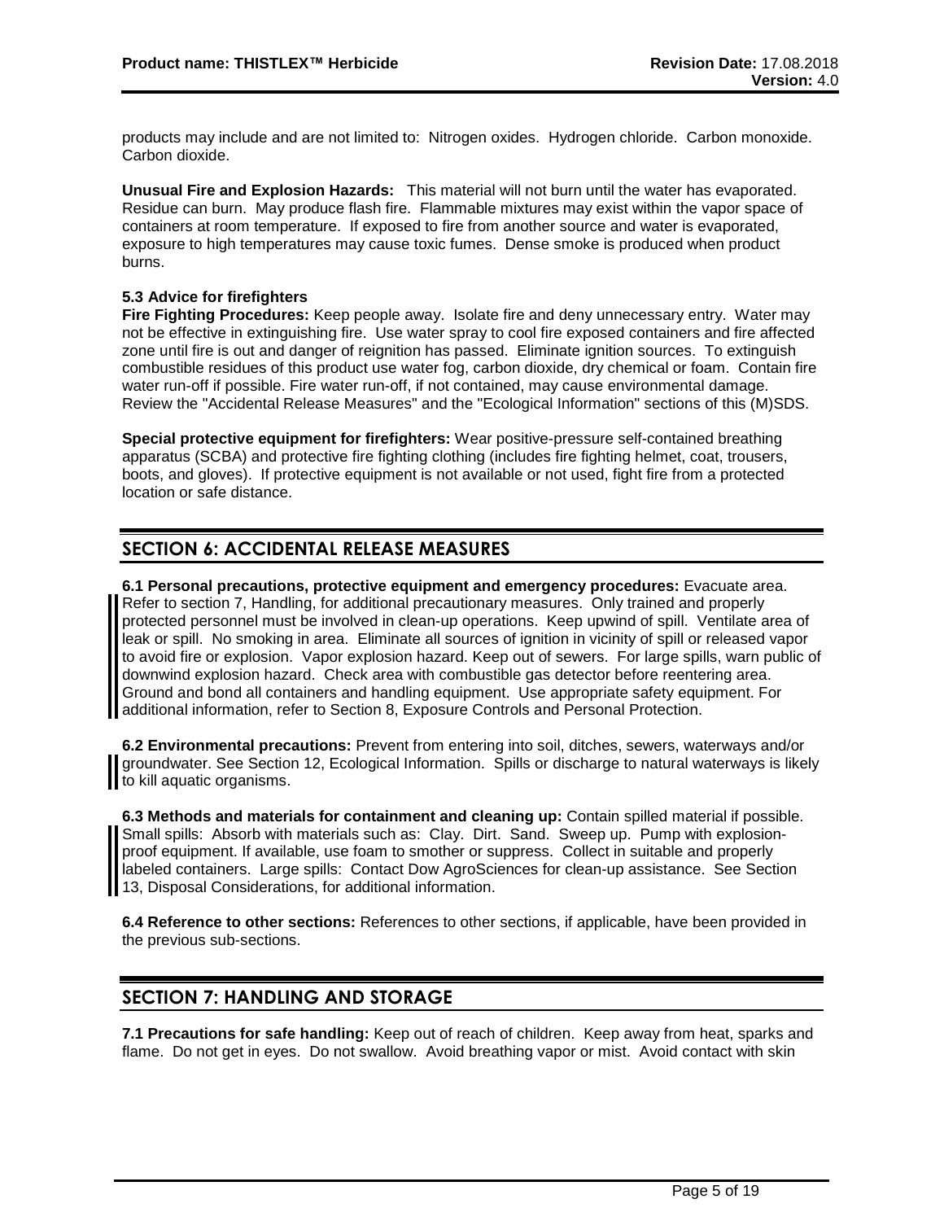products may include and are not limited to: Nitrogen oxides. Hydrogen chloride. Carbon monoxide. Carbon dioxide.

**Unusual Fire and Explosion Hazards:** This material will not burn until the water has evaporated. Residue can burn. May produce flash fire. Flammable mixtures may exist within the vapor space of containers at room temperature. If exposed to fire from another source and water is evaporated, exposure to high temperatures may cause toxic fumes. Dense smoke is produced when product burns.

**5.3 Advice for firefighters**

**Fire Fighting Procedures:** Keep people away. Isolate fire and deny unnecessary entry. Water may not be effective in extinguishing fire. Use water spray to cool fire exposed containers and fire affected zone until fire is out and danger of reignition has passed. Eliminate ignition sources. To extinguish combustible residues of this product use water fog, carbon dioxide, dry chemical or foam. Contain fire water run-off if possible. Fire water run-off, if not contained, may cause environmental damage. Review the "Accidental Release Measures" and the "Ecological Information" sections of this (M)SDS.

**Special protective equipment for firefighters:** Wear positive-pressure self-contained breathing apparatus (SCBA) and protective fire fighting clothing (includes fire fighting helmet, coat, trousers, boots, and gloves). If protective equipment is not available or not used, fight fire from a protected location or safe distance.

## SECTION 6: ACCIDENTAL RELEASE MEASURES

**6.1 Personal precautions, protective equipment and emergency procedures:** Evacuate area. Refer to section 7, Handling, for additional precautionary measures. Only trained and properly protected personnel must be involved in clean-up operations. Keep upwind of spill. Ventilate area of leak or spill. No smoking in area. Eliminate all sources of ignition in vicinity of spill or released vapor to avoid fire or explosion. Vapor explosion hazard. Keep out of sewers. For large spills, warn public of downwind explosion hazard. Check area with combustible gas detector before reentering area. Ground and bond all containers and handling equipment. Use appropriate safety equipment. For additional information, refer to Section 8, Exposure Controls and Personal Protection.

**6.2 Environmental precautions:** Prevent from entering into soil, ditches, sewers, waterways and/or groundwater. See Section 12, Ecological Information. Spills or discharge to natural waterways is likely to kill aquatic organisms.

**6.3 Methods and materials for containment and cleaning up:** Contain spilled material if possible. Small spills: Absorb with materials such as: Clay. Dirt. Sand. Sweep up. Pump with explosion-proof equipment. If available, use foam to smother or suppress. Collect in suitable and properly labeled containers. Large spills: Contact Dow AgroSciences for clean-up assistance. See Section 13, Disposal Considerations, for additional information.

**6.4 Reference to other sections:** References to other sections, if applicable, have been provided in the previous sub-sections.

## SECTION 7: HANDLING AND STORAGE

**7.1 Precautions for safe handling:** Keep out of reach of children. Keep away from heat, sparks and flame. Do not get in eyes. Do not swallow. Avoid breathing vapor or mist. Avoid contact with skin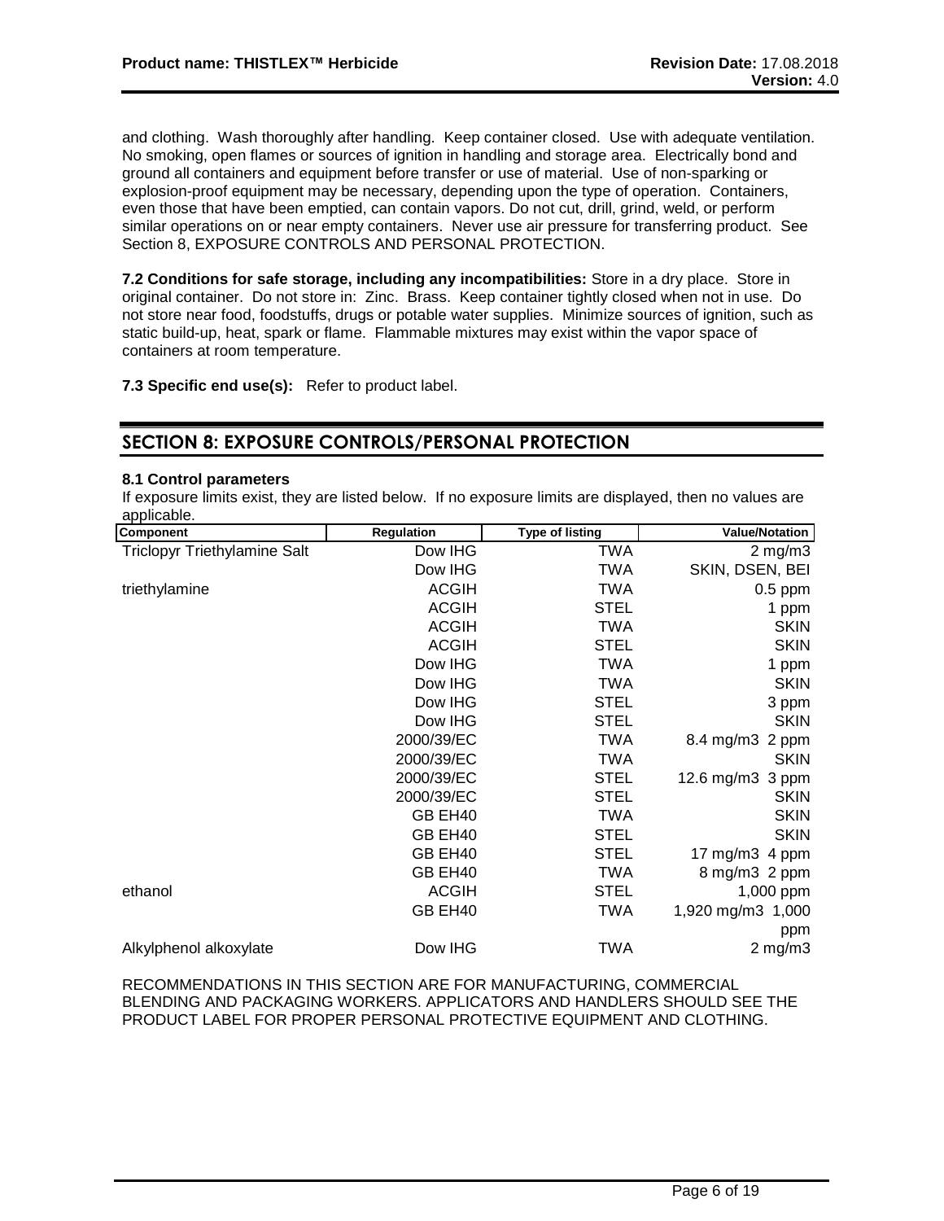and clothing. Wash thoroughly after handling. Keep container closed. Use with adequate ventilation. No smoking, open flames or sources of ignition in handling and storage area. Electrically bond and ground all containers and equipment before transfer or use of material. Use of non-sparking or explosion-proof equipment may be necessary, depending upon the type of operation. Containers, even those that have been emptied, can contain vapors. Do not cut, drill, grind, weld, or perform similar operations on or near empty containers. Never use air pressure for transferring product. See Section 8, EXPOSURE CONTROLS AND PERSONAL PROTECTION.

**7.2 Conditions for safe storage, including any incompatibilities:** Store in a dry place. Store in original container. Do not store in: Zinc. Brass. Keep container tightly closed when not in use. Do not store near food, foodstuffs, drugs or potable water supplies. Minimize sources of ignition, such as static build-up, heat, spark or flame. Flammable mixtures may exist within the vapor space of containers at room temperature.

**7.3 Specific end use(s):** Refer to product label.

## SECTION 8: EXPOSURE CONTROLS/PERSONAL PROTECTION

**8.1 Control parameters**

If exposure limits exist, they are listed below. If no exposure limits are displayed, then no values are applicable.

| Component | Regulation | Type of listing | Value/Notation |
|---|---|---|---|
| Triclopyr Triethylamine Salt | Dow IHG | TWA | 2 mg/m3 |
| | Dow IHG | TWA | SKIN, DSEN, BEI |
| triethylamine | ACGIH | TWA | 0.5 ppm |
| | ACGIH | STEL | 1 ppm |
| | ACGIH | TWA | SKIN |
| | ACGIH | STEL | SKIN |
| | Dow IHG | TWA | 1 ppm |
| | Dow IHG | TWA | SKIN |
| | Dow IHG | STEL | 3 ppm |
| | Dow IHG | STEL | SKIN |
| | 2000/39/EC | TWA | 8.4 mg/m3 2 ppm |
| | 2000/39/EC | TWA | SKIN |
| | 2000/39/EC | STEL | 12.6 mg/m3 3 ppm |
| | 2000/39/EC | STEL | SKIN |
| | GB EH40 | TWA | SKIN |
| | GB EH40 | STEL | SKIN |
| | GB EH40 | STEL | 17 mg/m3 4 ppm |
| | GB EH40 | TWA | 8 mg/m3 2 ppm |
| ethanol | ACGIH | STEL | 1,000 ppm |
| | GB EH40 | TWA | 1,920 mg/m3 1,000 ppm |
| Alkylphenol alkoxylate | Dow IHG | TWA | 2 mg/m3 |

RECOMMENDATIONS IN THIS SECTION ARE FOR MANUFACTURING, COMMERCIAL BLENDING AND PACKAGING WORKERS. APPLICATORS AND HANDLERS SHOULD SEE THE PRODUCT LABEL FOR PROPER PERSONAL PROTECTIVE EQUIPMENT AND CLOTHING.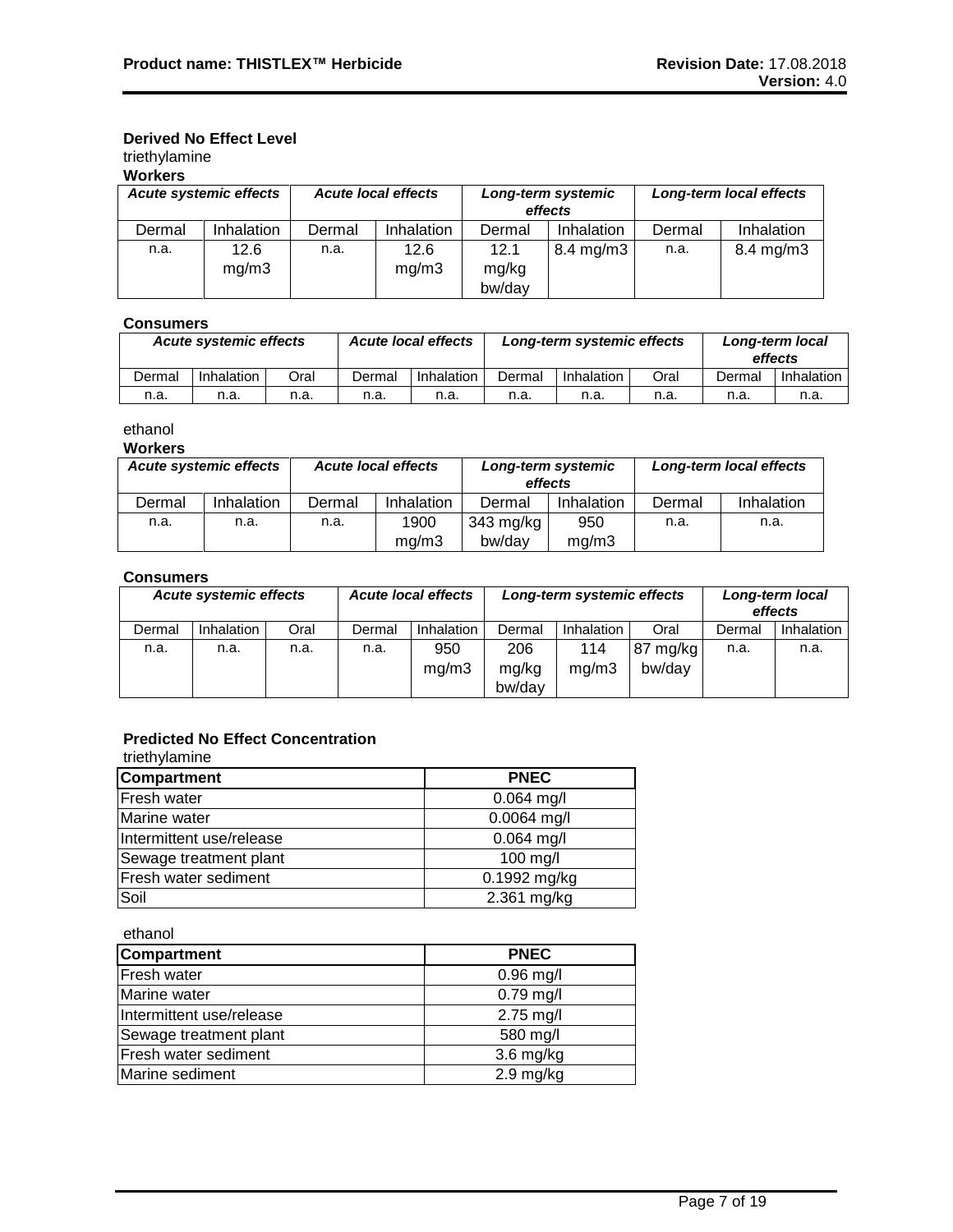**Derived No Effect Level**

triethylamine

**Workers**

| *Acute systemic effects* | | *Acute local effects* | | *Long-term systemic effects* | | *Long-term local effects* | |
|---|---|---|---|---|---|---|---|
| Dermal | Inhalation | Dermal | Inhalation | Dermal | Inhalation | Dermal | Inhalation |
| n.a. | 12.6 mg/m3 | n.a. | 12.6 mg/m3 | 12.1 mg/kg bw/day | 8.4 mg/m3 | n.a. | 8.4 mg/m3 |

**Consumers**

| *Acute systemic effects* | | | *Acute local effects* | | *Long-term systemic effects* | | | *Long-term local effects* | |
|---|---|---|---|---|---|---|---|---|---|
| Dermal | Inhalation | Oral | Dermal | Inhalation | Dermal | Inhalation | Oral | Dermal | Inhalation |
| n.a. | n.a. | n.a. | n.a. | n.a. | n.a. | n.a. | n.a. | n.a. | n.a. |

ethanol

**Workers**

| *Acute systemic effects* | | *Acute local effects* | | *Long-term systemic effects* | | *Long-term local effects* | |
|---|---|---|---|---|---|---|---|
| Dermal | Inhalation | Dermal | Inhalation | Dermal | Inhalation | Dermal | Inhalation |
| n.a. | n.a. | n.a. | 1900 mg/m3 | 343 mg/kg bw/day | 950 mg/m3 | n.a. | n.a. |

**Consumers**

| *Acute systemic effects* | | | *Acute local effects* | | *Long-term systemic effects* | | | *Long-term local effects* | |
|---|---|---|---|---|---|---|---|---|---|
| Dermal | Inhalation | Oral | Dermal | Inhalation | Dermal | Inhalation | Oral | Dermal | Inhalation |
| n.a. | n.a. | n.a. | n.a. | 950 mg/m3 | 206 mg/kg bw/day | 114 mg/m3 | 87 mg/kg bw/day | n.a. | n.a. |

**Predicted No Effect Concentration**

triethylamine

| Compartment | PNEC |
|---|---|
| Fresh water | 0.064 mg/l |
| Marine water | 0.0064 mg/l |
| Intermittent use/release | 0.064 mg/l |
| Sewage treatment plant | 100 mg/l |
| Fresh water sediment | 0.1992 mg/kg |
| Soil | 2.361 mg/kg |

ethanol

| Compartment | PNEC |
|---|---|
| Fresh water | 0.96 mg/l |
| Marine water | 0.79 mg/l |
| Intermittent use/release | 2.75 mg/l |
| Sewage treatment plant | 580 mg/l |
| Fresh water sediment | 3.6 mg/kg |
| Marine sediment | 2.9 mg/kg |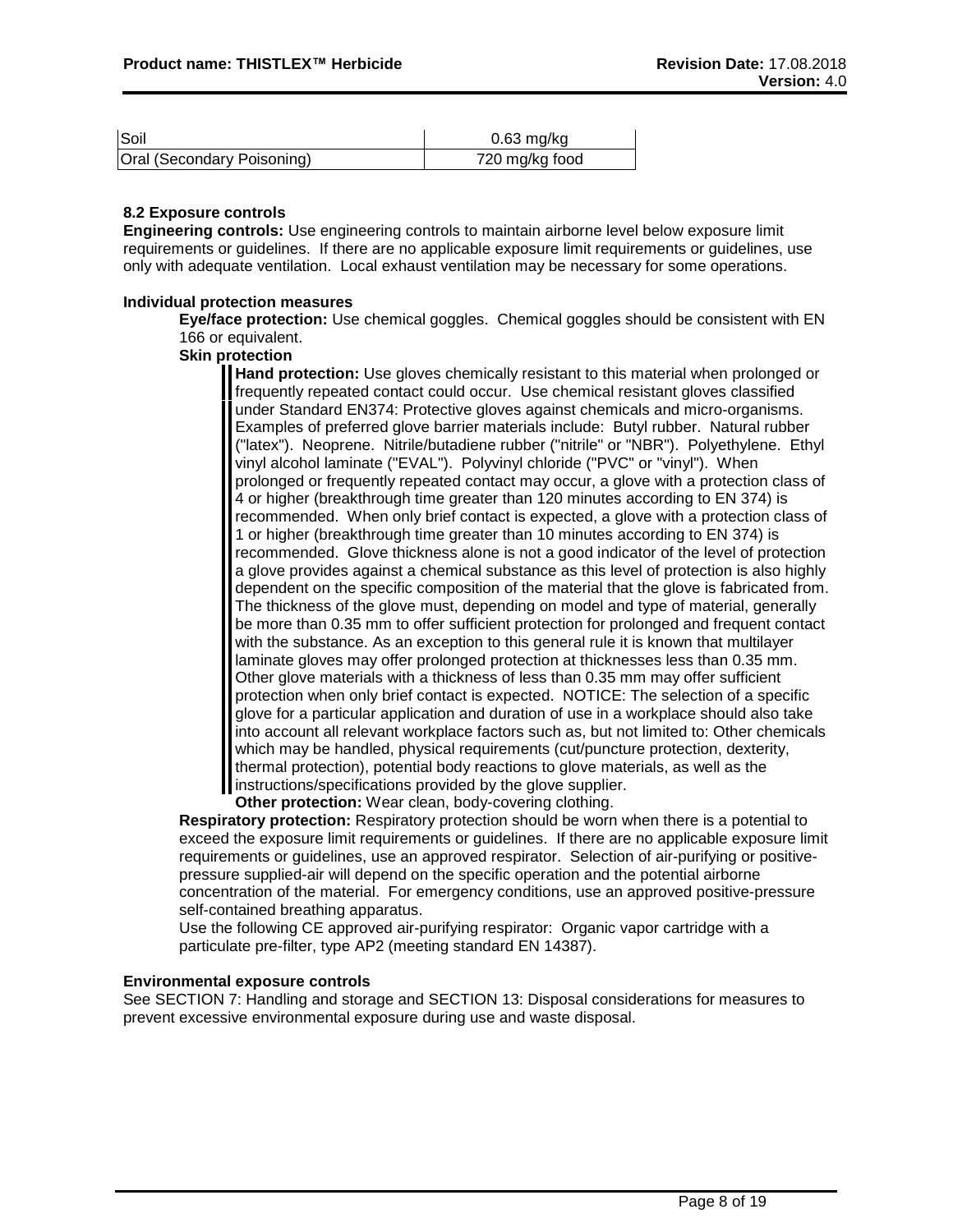| Soil | 0.63 mg/kg |
|---|---|
| Oral (Secondary Poisoning) | 720 mg/kg food |

**8.2 Exposure controls**

**Engineering controls:** Use engineering controls to maintain airborne level below exposure limit requirements or guidelines. If there are no applicable exposure limit requirements or guidelines, use only with adequate ventilation. Local exhaust ventilation may be necessary for some operations.

**Individual protection measures**

**Eye/face protection:** Use chemical goggles. Chemical goggles should be consistent with EN 166 or equivalent.

**Skin protection**

**Hand protection:** Use gloves chemically resistant to this material when prolonged or frequently repeated contact could occur. Use chemical resistant gloves classified under Standard EN374: Protective gloves against chemicals and micro-organisms. Examples of preferred glove barrier materials include: Butyl rubber. Natural rubber ("latex"). Neoprene. Nitrile/butadiene rubber ("nitrile" or "NBR"). Polyethylene. Ethyl vinyl alcohol laminate ("EVAL"). Polyvinyl chloride ("PVC" or "vinyl"). When prolonged or frequently repeated contact may occur, a glove with a protection class of 4 or higher (breakthrough time greater than 120 minutes according to EN 374) is recommended. When only brief contact is expected, a glove with a protection class of 1 or higher (breakthrough time greater than 10 minutes according to EN 374) is recommended. Glove thickness alone is not a good indicator of the level of protection a glove provides against a chemical substance as this level of protection is also highly dependent on the specific composition of the material that the glove is fabricated from. The thickness of the glove must, depending on model and type of material, generally be more than 0.35 mm to offer sufficient protection for prolonged and frequent contact with the substance. As an exception to this general rule it is known that multilayer laminate gloves may offer prolonged protection at thicknesses less than 0.35 mm. Other glove materials with a thickness of less than 0.35 mm may offer sufficient protection when only brief contact is expected. NOTICE: The selection of a specific glove for a particular application and duration of use in a workplace should also take into account all relevant workplace factors such as, but not limited to: Other chemicals which may be handled, physical requirements (cut/puncture protection, dexterity, thermal protection), potential body reactions to glove materials, as well as the instructions/specifications provided by the glove supplier.

**Other protection:** Wear clean, body-covering clothing.

**Respiratory protection:** Respiratory protection should be worn when there is a potential to exceed the exposure limit requirements or guidelines. If there are no applicable exposure limit requirements or guidelines, use an approved respirator. Selection of air-purifying or positive-pressure supplied-air will depend on the specific operation and the potential airborne concentration of the material. For emergency conditions, use an approved positive-pressure self-contained breathing apparatus.

Use the following CE approved air-purifying respirator: Organic vapor cartridge with a particulate pre-filter, type AP2 (meeting standard EN 14387).

**Environmental exposure controls**

See SECTION 7: Handling and storage and SECTION 13: Disposal considerations for measures to prevent excessive environmental exposure during use and waste disposal.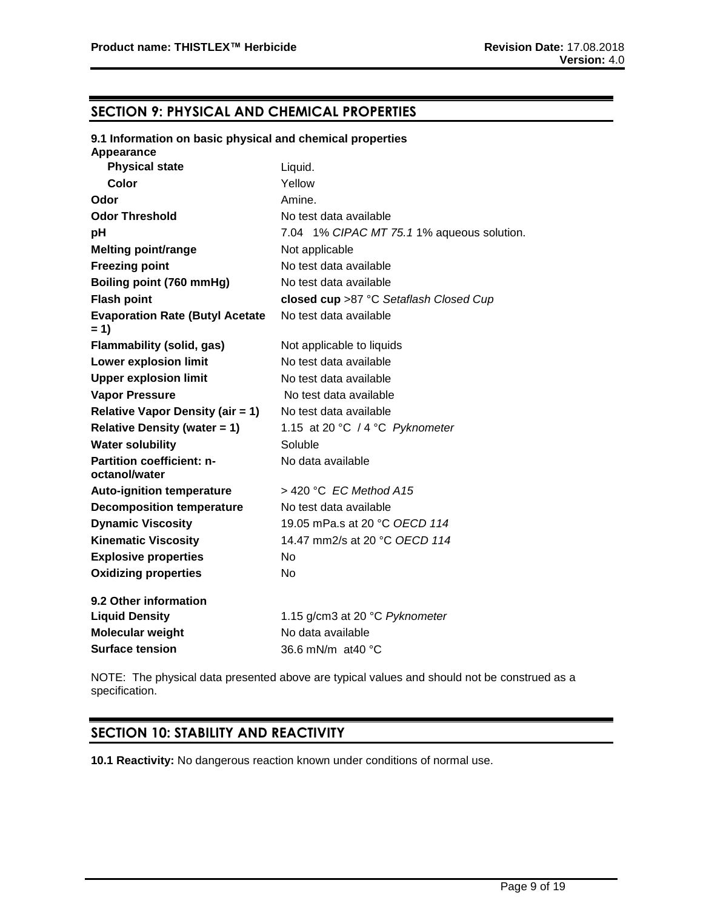## SECTION 9: PHYSICAL AND CHEMICAL PROPERTIES

**9.1 Information on basic physical and chemical properties**

| Property | Value |
|---|---|
| **Appearance** | |
| **Physical state** | Liquid. |
| **Color** | Yellow |
| **Odor** | Amine. |
| **Odor Threshold** | No test data available |
| **pH** | 7.04 1% *CIPAC MT 75.1* 1% aqueous solution. |
| **Melting point/range** | Not applicable |
| **Freezing point** | No test data available |
| **Boiling point (760 mmHg)** | No test data available |
| **Flash point** | **closed cup** >87 °C *Setaflash Closed Cup* |
| **Evaporation Rate (Butyl Acetate = 1)** | No test data available |
| **Flammability (solid, gas)** | Not applicable to liquids |
| **Lower explosion limit** | No test data available |
| **Upper explosion limit** | No test data available |
| **Vapor Pressure** | No test data available |
| **Relative Vapor Density (air = 1)** | No test data available |
| **Relative Density (water = 1)** | 1.15 at 20 °C / 4 °C *Pyknometer* |
| **Water solubility** | Soluble |
| **Partition coefficient: n-octanol/water** | No data available |
| **Auto-ignition temperature** | > 420 °C *EC Method A15* |
| **Decomposition temperature** | No test data available |
| **Dynamic Viscosity** | 19.05 mPa.s at 20 °C *OECD 114* |
| **Kinematic Viscosity** | 14.47 mm2/s at 20 °C *OECD 114* |
| **Explosive properties** | No |
| **Oxidizing properties** | No |

**9.2 Other information**

| Property | Value |
|---|---|
| **Liquid Density** | 1.15 g/cm3 at 20 °C *Pyknometer* |
| **Molecular weight** | No data available |
| **Surface tension** | 36.6 mN/m at40 °C |

NOTE: The physical data presented above are typical values and should not be construed as a specification.

## SECTION 10: STABILITY AND REACTIVITY

**10.1 Reactivity:** No dangerous reaction known under conditions of normal use.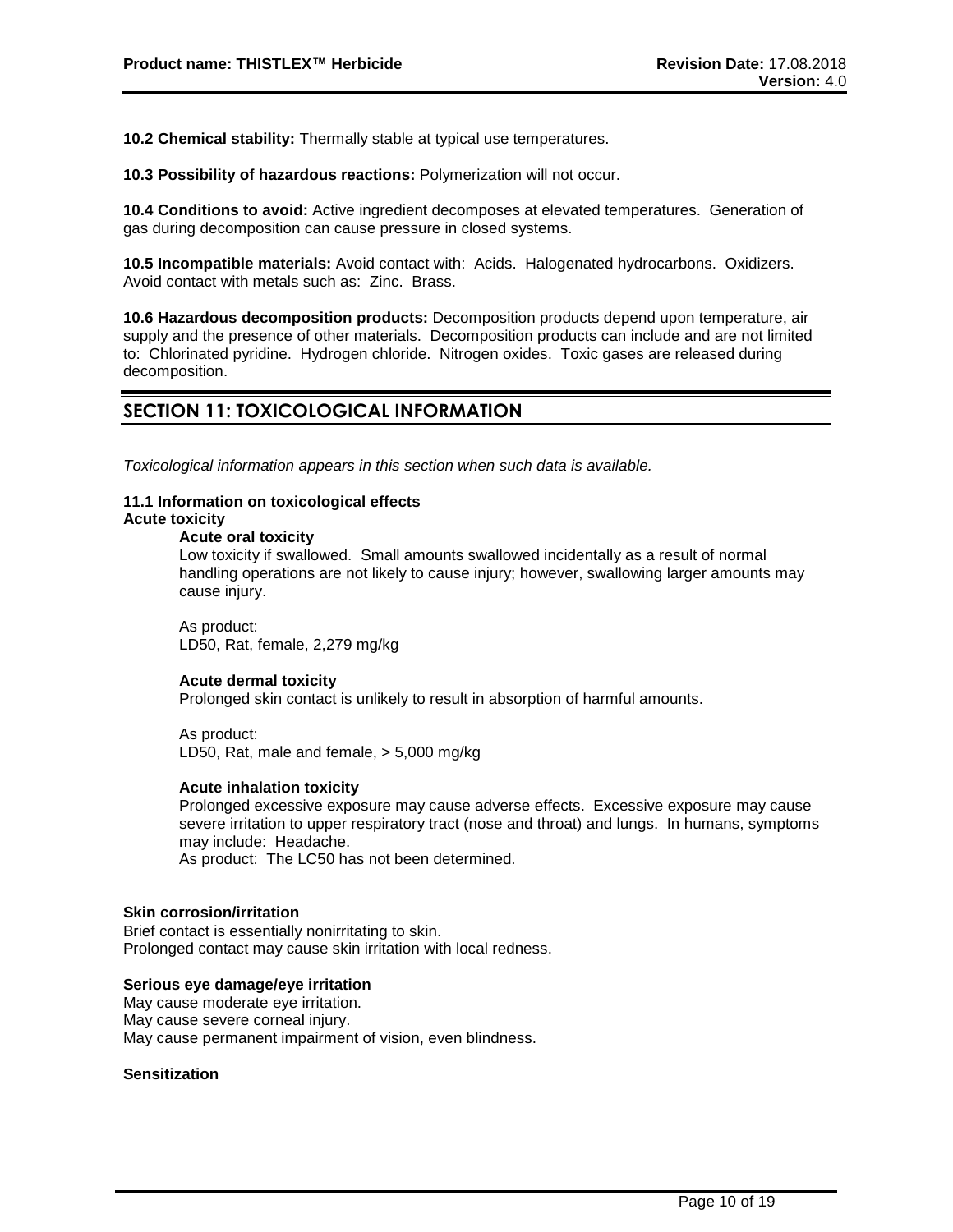**10.2 Chemical stability:** Thermally stable at typical use temperatures.

**10.3 Possibility of hazardous reactions:** Polymerization will not occur.

**10.4 Conditions to avoid:** Active ingredient decomposes at elevated temperatures. Generation of gas during decomposition can cause pressure in closed systems.

**10.5 Incompatible materials:** Avoid contact with: Acids. Halogenated hydrocarbons. Oxidizers. Avoid contact with metals such as: Zinc. Brass.

**10.6 Hazardous decomposition products:** Decomposition products depend upon temperature, air supply and the presence of other materials. Decomposition products can include and are not limited to: Chlorinated pyridine. Hydrogen chloride. Nitrogen oxides. Toxic gases are released during decomposition.

## SECTION 11: TOXICOLOGICAL INFORMATION

*Toxicological information appears in this section when such data is available.*

**11.1 Information on toxicological effects**

**Acute toxicity**

**Acute oral toxicity**

Low toxicity if swallowed. Small amounts swallowed incidentally as a result of normal handling operations are not likely to cause injury; however, swallowing larger amounts may cause injury.

As product:
LD50, Rat, female, 2,279 mg/kg

**Acute dermal toxicity**

Prolonged skin contact is unlikely to result in absorption of harmful amounts.

As product:
LD50, Rat, male and female, > 5,000 mg/kg

**Acute inhalation toxicity**

Prolonged excessive exposure may cause adverse effects. Excessive exposure may cause severe irritation to upper respiratory tract (nose and throat) and lungs. In humans, symptoms may include: Headache.
As product: The LC50 has not been determined.

**Skin corrosion/irritation**

Brief contact is essentially nonirritating to skin.
Prolonged contact may cause skin irritation with local redness.

**Serious eye damage/eye irritation**

May cause moderate eye irritation.
May cause severe corneal injury.
May cause permanent impairment of vision, even blindness.

**Sensitization**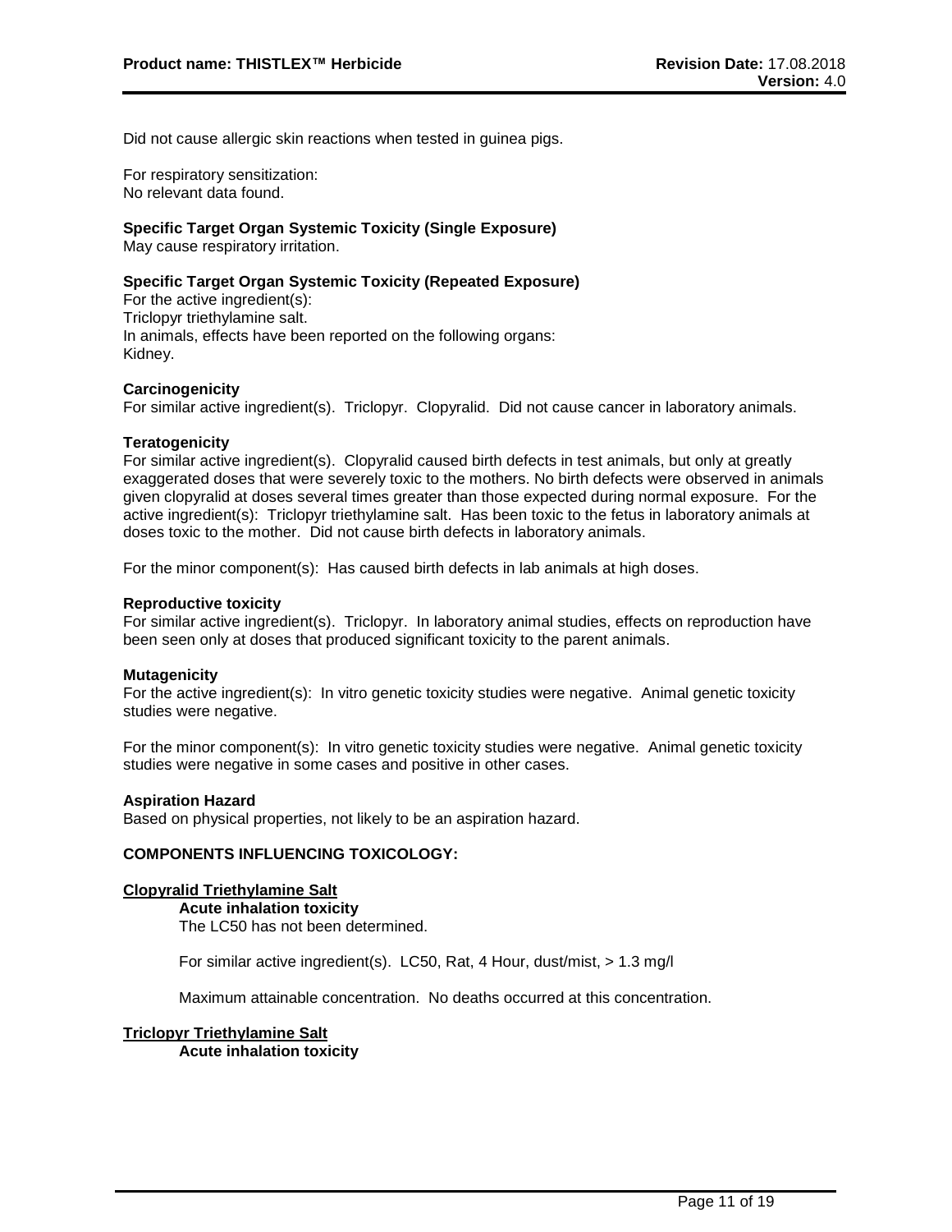Did not cause allergic skin reactions when tested in guinea pigs.

For respiratory sensitization:
No relevant data found.

**Specific Target Organ Systemic Toxicity (Single Exposure)**
May cause respiratory irritation.

**Specific Target Organ Systemic Toxicity (Repeated Exposure)**
For the active ingredient(s):
Triclopyr triethylamine salt.
In animals, effects have been reported on the following organs:
Kidney.

**Carcinogenicity**
For similar active ingredient(s). Triclopyr. Clopyralid. Did not cause cancer in laboratory animals.

**Teratogenicity**
For similar active ingredient(s). Clopyralid caused birth defects in test animals, but only at greatly exaggerated doses that were severely toxic to the mothers. No birth defects were observed in animals given clopyralid at doses several times greater than those expected during normal exposure. For the active ingredient(s): Triclopyr triethylamine salt. Has been toxic to the fetus in laboratory animals at doses toxic to the mother. Did not cause birth defects in laboratory animals.

For the minor component(s): Has caused birth defects in lab animals at high doses.

**Reproductive toxicity**
For similar active ingredient(s). Triclopyr. In laboratory animal studies, effects on reproduction have been seen only at doses that produced significant toxicity to the parent animals.

**Mutagenicity**
For the active ingredient(s): In vitro genetic toxicity studies were negative. Animal genetic toxicity studies were negative.

For the minor component(s): In vitro genetic toxicity studies were negative. Animal genetic toxicity studies were negative in some cases and positive in other cases.

**Aspiration Hazard**
Based on physical properties, not likely to be an aspiration hazard.

**COMPONENTS INFLUENCING TOXICOLOGY:**

**Clopyralid Triethylamine Salt**

**Acute inhalation toxicity**
The LC50 has not been determined.

For similar active ingredient(s). LC50, Rat, 4 Hour, dust/mist, > 1.3 mg/l

Maximum attainable concentration. No deaths occurred at this concentration.

**Triclopyr Triethylamine Salt**

**Acute inhalation toxicity**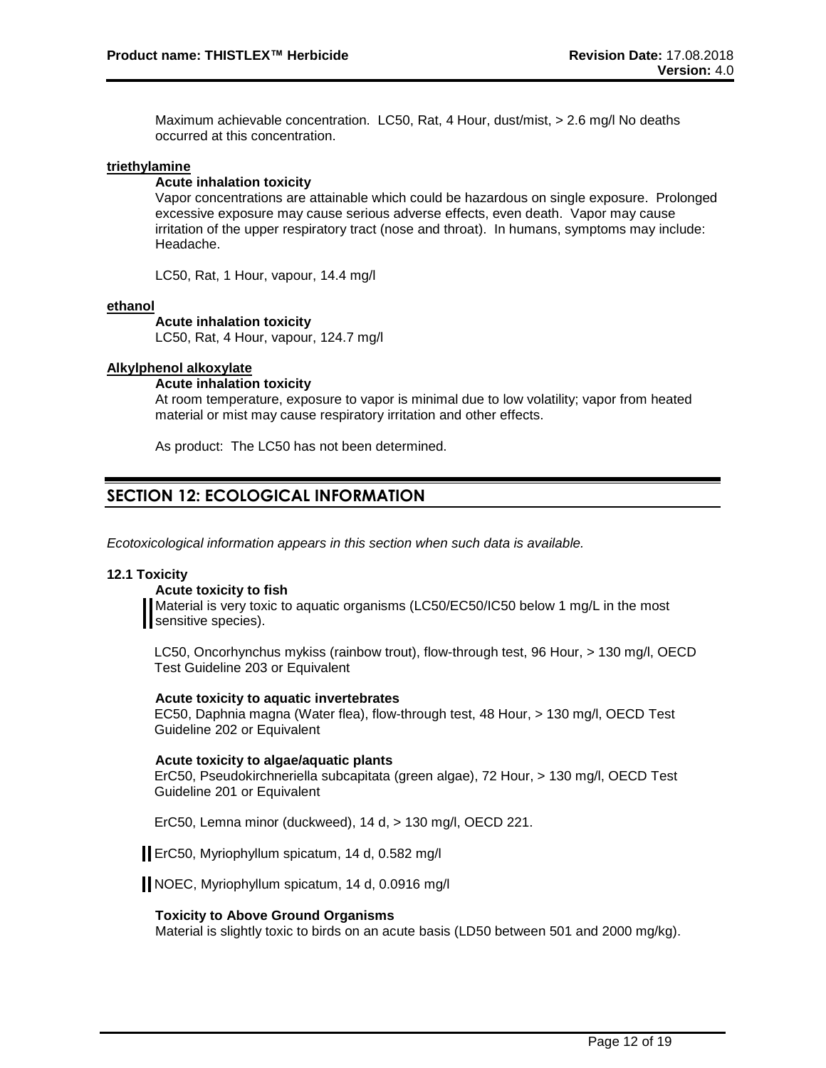Maximum achievable concentration. LC50, Rat, 4 Hour, dust/mist, > 2.6 mg/l No deaths occurred at this concentration.

**triethylamine**

**Acute inhalation toxicity**

Vapor concentrations are attainable which could be hazardous on single exposure. Prolonged excessive exposure may cause serious adverse effects, even death. Vapor may cause irritation of the upper respiratory tract (nose and throat). In humans, symptoms may include: Headache.

LC50, Rat, 1 Hour, vapour, 14.4 mg/l

**ethanol**

**Acute inhalation toxicity**

LC50, Rat, 4 Hour, vapour, 124.7 mg/l

**Alkylphenol alkoxylate**

**Acute inhalation toxicity**

At room temperature, exposure to vapor is minimal due to low volatility; vapor from heated material or mist may cause respiratory irritation and other effects.

As product: The LC50 has not been determined.

## SECTION 12: ECOLOGICAL INFORMATION

*Ecotoxicological information appears in this section when such data is available.*

### 12.1 Toxicity

**Acute toxicity to fish**

Material is very toxic to aquatic organisms (LC50/EC50/IC50 below 1 mg/L in the most sensitive species).

LC50, Oncorhynchus mykiss (rainbow trout), flow-through test, 96 Hour, > 130 mg/l, OECD Test Guideline 203 or Equivalent

**Acute toxicity to aquatic invertebrates**

EC50, Daphnia magna (Water flea), flow-through test, 48 Hour, > 130 mg/l, OECD Test Guideline 202 or Equivalent

**Acute toxicity to algae/aquatic plants**

ErC50, Pseudokirchneriella subcapitata (green algae), 72 Hour, > 130 mg/l, OECD Test Guideline 201 or Equivalent

ErC50, Lemna minor (duckweed), 14 d, > 130 mg/l, OECD 221.

ErC50, Myriophyllum spicatum, 14 d, 0.582 mg/l

NOEC, Myriophyllum spicatum, 14 d, 0.0916 mg/l

**Toxicity to Above Ground Organisms**

Material is slightly toxic to birds on an acute basis (LD50 between 501 and 2000 mg/kg).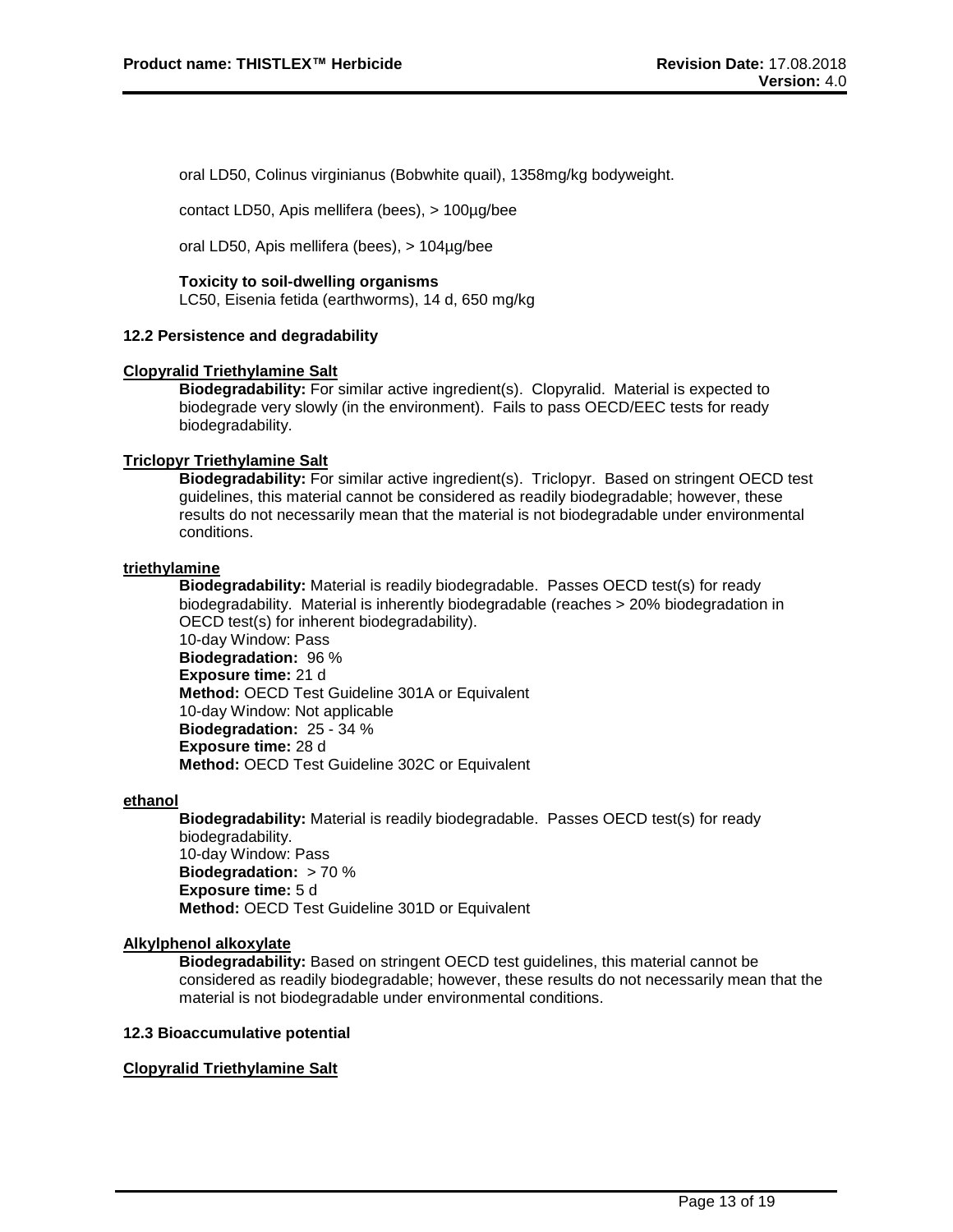oral LD50, Colinus virginianus (Bobwhite quail), 1358mg/kg bodyweight.

contact LD50, Apis mellifera (bees), > 100µg/bee

oral LD50, Apis mellifera (bees), > 104µg/bee

**Toxicity to soil-dwelling organisms**
LC50, Eisenia fetida (earthworms), 14 d, 650 mg/kg

### 12.2 Persistence and degradability

**Clopyralid Triethylamine Salt**

**Biodegradability:** For similar active ingredient(s). Clopyralid. Material is expected to biodegrade very slowly (in the environment). Fails to pass OECD/EEC tests for ready biodegradability.

**Triclopyr Triethylamine Salt**

**Biodegradability:** For similar active ingredient(s). Triclopyr. Based on stringent OECD test guidelines, this material cannot be considered as readily biodegradable; however, these results do not necessarily mean that the material is not biodegradable under environmental conditions.

**triethylamine**

**Biodegradability:** Material is readily biodegradable. Passes OECD test(s) for ready biodegradability. Material is inherently biodegradable (reaches > 20% biodegradation in OECD test(s) for inherent biodegradability).
10-day Window: Pass
**Biodegradation:** 96 %
**Exposure time:** 21 d
**Method:** OECD Test Guideline 301A or Equivalent
10-day Window: Not applicable
**Biodegradation:** 25 - 34 %
**Exposure time:** 28 d
**Method:** OECD Test Guideline 302C or Equivalent

**ethanol**

**Biodegradability:** Material is readily biodegradable. Passes OECD test(s) for ready biodegradability.
10-day Window: Pass
**Biodegradation:** > 70 %
**Exposure time:** 5 d
**Method:** OECD Test Guideline 301D or Equivalent

**Alkylphenol alkoxylate**

**Biodegradability:** Based on stringent OECD test guidelines, this material cannot be considered as readily biodegradable; however, these results do not necessarily mean that the material is not biodegradable under environmental conditions.

### 12.3 Bioaccumulative potential

**Clopyralid Triethylamine Salt**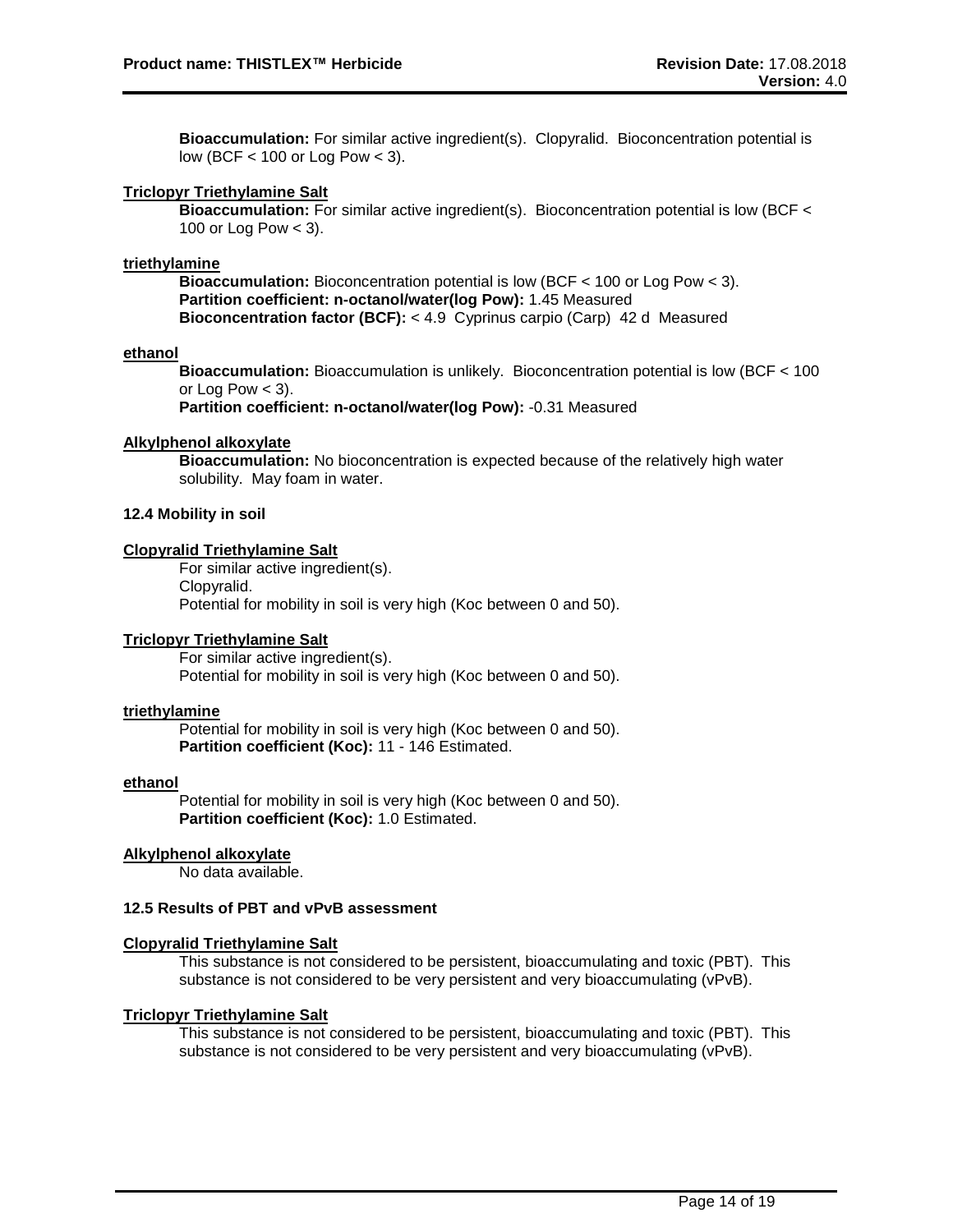**Bioaccumulation:** For similar active ingredient(s). Clopyralid. Bioconcentration potential is low (BCF < 100 or Log Pow < 3).

**Triclopyr Triethylamine Salt**

**Bioaccumulation:** For similar active ingredient(s). Bioconcentration potential is low (BCF < 100 or Log Pow < 3).

**triethylamine**

**Bioaccumulation:** Bioconcentration potential is low (BCF < 100 or Log Pow < 3).
**Partition coefficient: n-octanol/water(log Pow):** 1.45 Measured
**Bioconcentration factor (BCF):** < 4.9 Cyprinus carpio (Carp) 42 d Measured

**ethanol**

**Bioaccumulation:** Bioaccumulation is unlikely. Bioconcentration potential is low (BCF < 100 or Log Pow < 3).
**Partition coefficient: n-octanol/water(log Pow):** -0.31 Measured

**Alkylphenol alkoxylate**

**Bioaccumulation:** No bioconcentration is expected because of the relatively high water solubility. May foam in water.

### 12.4 Mobility in soil

**Clopyralid Triethylamine Salt**

For similar active ingredient(s).
Clopyralid.
Potential for mobility in soil is very high (Koc between 0 and 50).

**Triclopyr Triethylamine Salt**

For similar active ingredient(s).
Potential for mobility in soil is very high (Koc between 0 and 50).

**triethylamine**

Potential for mobility in soil is very high (Koc between 0 and 50).
**Partition coefficient (Koc):** 11 - 146 Estimated.

**ethanol**

Potential for mobility in soil is very high (Koc between 0 and 50).
**Partition coefficient (Koc):** 1.0 Estimated.

**Alkylphenol alkoxylate**

No data available.

### 12.5 Results of PBT and vPvB assessment

**Clopyralid Triethylamine Salt**

This substance is not considered to be persistent, bioaccumulating and toxic (PBT). This substance is not considered to be very persistent and very bioaccumulating (vPvB).

**Triclopyr Triethylamine Salt**

This substance is not considered to be persistent, bioaccumulating and toxic (PBT). This substance is not considered to be very persistent and very bioaccumulating (vPvB).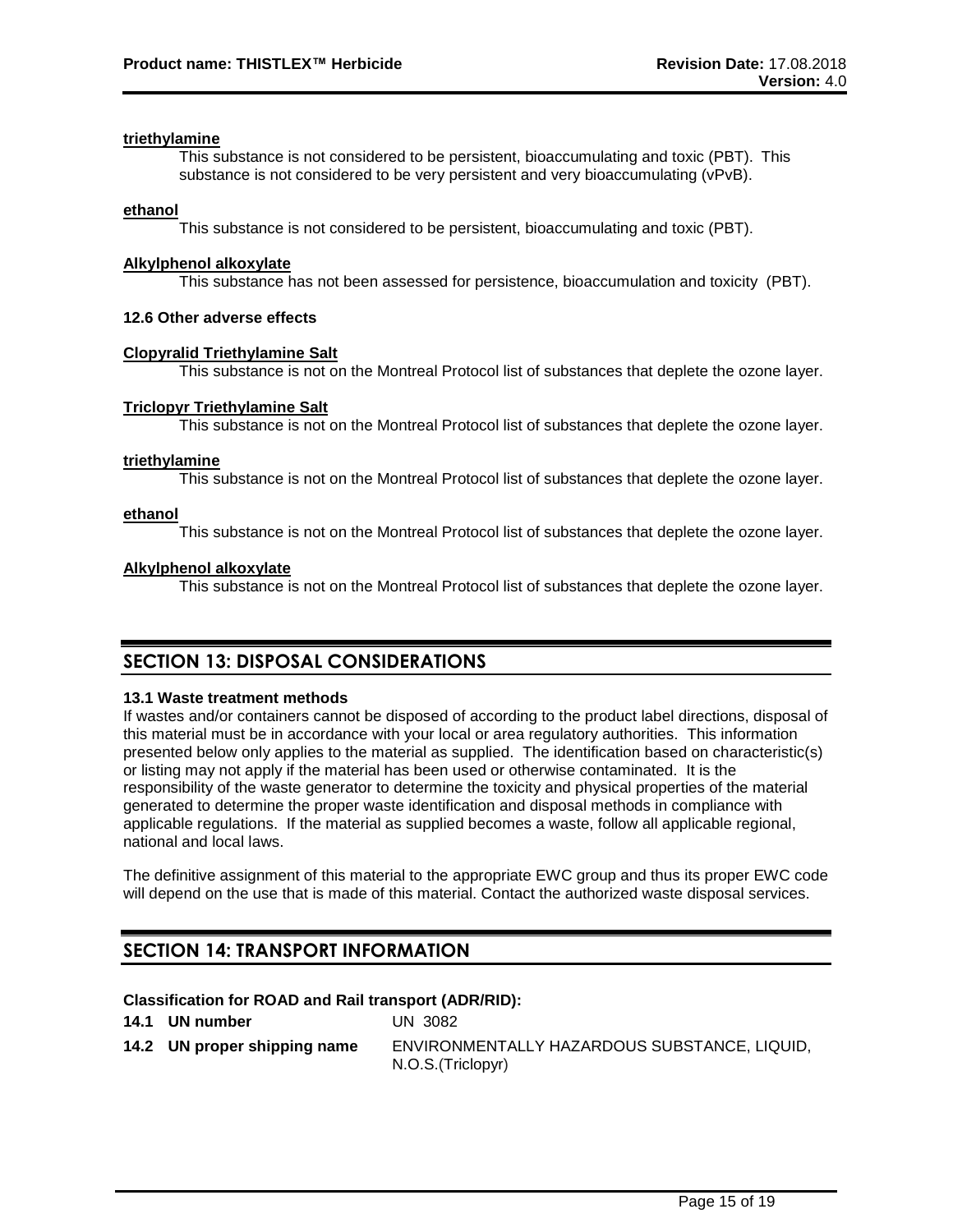**triethylamine**

This substance is not considered to be persistent, bioaccumulating and toxic (PBT). This substance is not considered to be very persistent and very bioaccumulating (vPvB).

**ethanol**

This substance is not considered to be persistent, bioaccumulating and toxic (PBT).

**Alkylphenol alkoxylate**

This substance has not been assessed for persistence, bioaccumulation and toxicity (PBT).

### 12.6 Other adverse effects

**Clopyralid Triethylamine Salt**

This substance is not on the Montreal Protocol list of substances that deplete the ozone layer.

**Triclopyr Triethylamine Salt**

This substance is not on the Montreal Protocol list of substances that deplete the ozone layer.

**triethylamine**

This substance is not on the Montreal Protocol list of substances that deplete the ozone layer.

**ethanol**

This substance is not on the Montreal Protocol list of substances that deplete the ozone layer.

**Alkylphenol alkoxylate**

This substance is not on the Montreal Protocol list of substances that deplete the ozone layer.

## SECTION 13: DISPOSAL CONSIDERATIONS

### 13.1 Waste treatment methods

If wastes and/or containers cannot be disposed of according to the product label directions, disposal of this material must be in accordance with your local or area regulatory authorities. This information presented below only applies to the material as supplied. The identification based on characteristic(s) or listing may not apply if the material has been used or otherwise contaminated. It is the responsibility of the waste generator to determine the toxicity and physical properties of the material generated to determine the proper waste identification and disposal methods in compliance with applicable regulations. If the material as supplied becomes a waste, follow all applicable regional, national and local laws.

The definitive assignment of this material to the appropriate EWC group and thus its proper EWC code will depend on the use that is made of this material. Contact the authorized waste disposal services.

## SECTION 14: TRANSPORT INFORMATION

**Classification for ROAD and Rail transport (ADR/RID):**

**14.1 UN number** UN 3082

**14.2 UN proper shipping name** ENVIRONMENTALLY HAZARDOUS SUBSTANCE, LIQUID, N.O.S.(Triclopyr)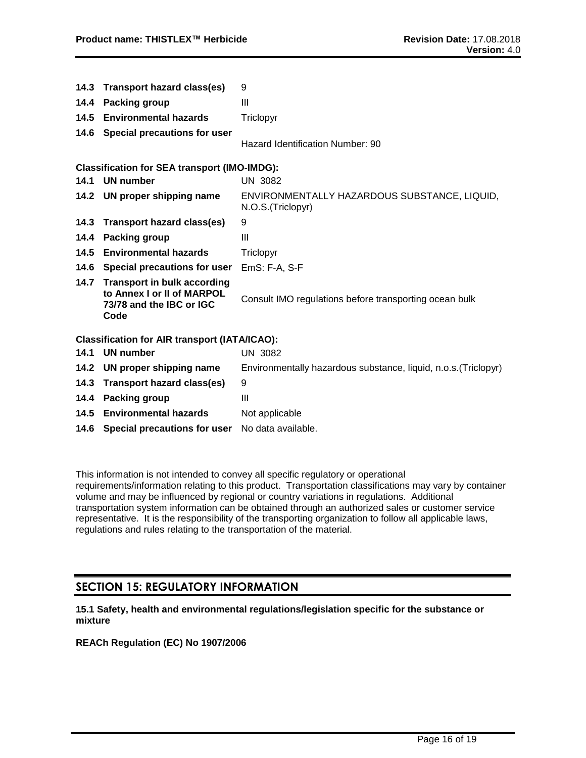| | | |
|---|---|---|
| 14.3 | **Transport hazard class(es)** | 9 |
| 14.4 | **Packing group** | III |
| 14.5 | **Environmental hazards** | Triclopyr |
| 14.6 | **Special precautions for user** | Hazard Identification Number: 90 |

**Classification for SEA transport (IMO-IMDG):**

| | | |
|---|---|---|
| 14.1 | **UN number** | UN 3082 |
| 14.2 | **UN proper shipping name** | ENVIRONMENTALLY HAZARDOUS SUBSTANCE, LIQUID, N.O.S.(Triclopyr) |
| 14.3 | **Transport hazard class(es)** | 9 |
| 14.4 | **Packing group** | III |
| 14.5 | **Environmental hazards** | Triclopyr |
| 14.6 | **Special precautions for user** | EmS: F-A, S-F |
| 14.7 | **Transport in bulk according to Annex I or II of MARPOL 73/78 and the IBC or IGC Code** | Consult IMO regulations before transporting ocean bulk |

**Classification for AIR transport (IATA/ICAO):**

| | | |
|---|---|---|
| 14.1 | **UN number** | UN 3082 |
| 14.2 | **UN proper shipping name** | Environmentally hazardous substance, liquid, n.o.s.(Triclopyr) |
| 14.3 | **Transport hazard class(es)** | 9 |
| 14.4 | **Packing group** | III |
| 14.5 | **Environmental hazards** | Not applicable |
| 14.6 | **Special precautions for user** | No data available. |

This information is not intended to convey all specific regulatory or operational requirements/information relating to this product. Transportation classifications may vary by container volume and may be influenced by regional or country variations in regulations. Additional transportation system information can be obtained through an authorized sales or customer service representative. It is the responsibility of the transporting organization to follow all applicable laws, regulations and rules relating to the transportation of the material.

## SECTION 15: REGULATORY INFORMATION

**15.1 Safety, health and environmental regulations/legislation specific for the substance or mixture**

**REACh Regulation (EC) No 1907/2006**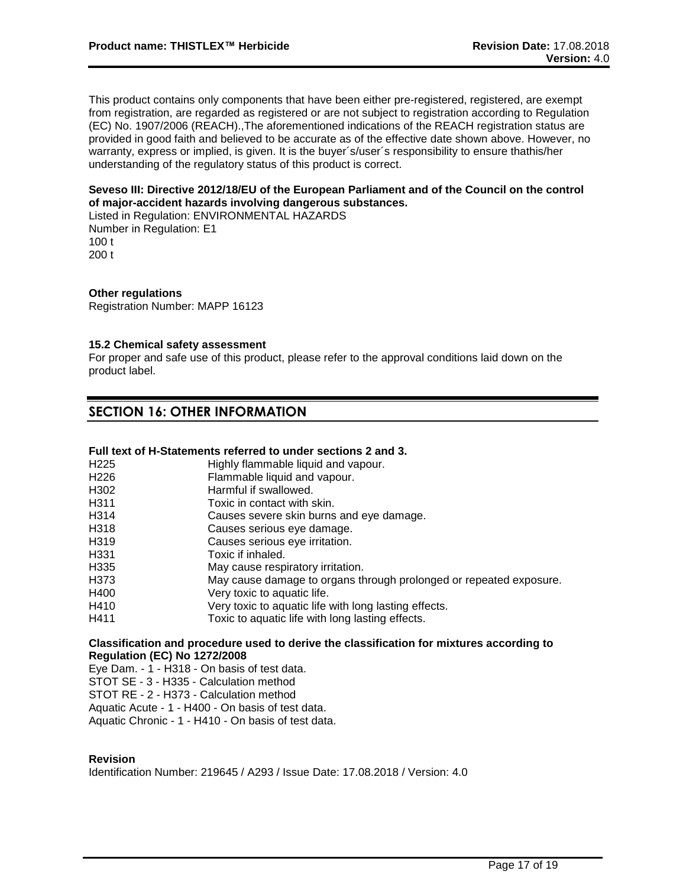This product contains only components that have been either pre-registered, registered, are exempt from registration, are regarded as registered or are not subject to registration according to Regulation (EC) No. 1907/2006 (REACH).,The aforementioned indications of the REACH registration status are provided in good faith and believed to be accurate as of the effective date shown above. However, no warranty, express or implied, is given. It is the buyer´s/user´s responsibility to ensure thathis/her understanding of the regulatory status of this product is correct.

**Seveso III: Directive 2012/18/EU of the European Parliament and of the Council on the control of major-accident hazards involving dangerous substances.**

Listed in Regulation: ENVIRONMENTAL HAZARDS
Number in Regulation: E1
100 t
200 t

**Other regulations**

Registration Number: MAPP 16123

**15.2 Chemical safety assessment**

For proper and safe use of this product, please refer to the approval conditions laid down on the product label.

## SECTION 16: OTHER INFORMATION

**Full text of H-Statements referred to under sections 2 and 3.**

| | |
|---|---|
| H225 | Highly flammable liquid and vapour. |
| H226 | Flammable liquid and vapour. |
| H302 | Harmful if swallowed. |
| H311 | Toxic in contact with skin. |
| H314 | Causes severe skin burns and eye damage. |
| H318 | Causes serious eye damage. |
| H319 | Causes serious eye irritation. |
| H331 | Toxic if inhaled. |
| H335 | May cause respiratory irritation. |
| H373 | May cause damage to organs through prolonged or repeated exposure. |
| H400 | Very toxic to aquatic life. |
| H410 | Very toxic to aquatic life with long lasting effects. |
| H411 | Toxic to aquatic life with long lasting effects. |

**Classification and procedure used to derive the classification for mixtures according to Regulation (EC) No 1272/2008**

Eye Dam. - 1 - H318 - On basis of test data.
STOT SE - 3 - H335 - Calculation method
STOT RE - 2 - H373 - Calculation method
Aquatic Acute - 1 - H400 - On basis of test data.
Aquatic Chronic - 1 - H410 - On basis of test data.

**Revision**

Identification Number: 219645 / A293 / Issue Date: 17.08.2018 / Version: 4.0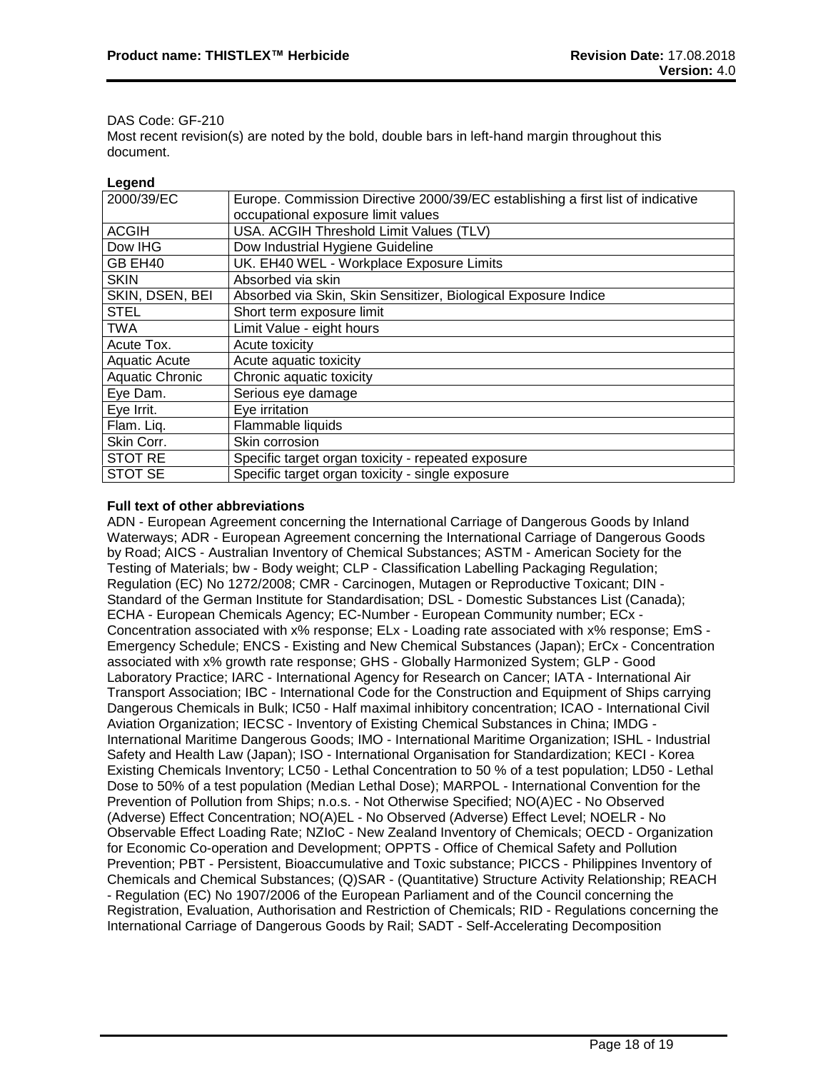DAS Code: GF-210

Most recent revision(s) are noted by the bold, double bars in left-hand margin throughout this document.

**Legend**

| | |
|---|---|
| 2000/39/EC | Europe. Commission Directive 2000/39/EC establishing a first list of indicative occupational exposure limit values |
| ACGIH | USA. ACGIH Threshold Limit Values (TLV) |
| Dow IHG | Dow Industrial Hygiene Guideline |
| GB EH40 | UK. EH40 WEL - Workplace Exposure Limits |
| SKIN | Absorbed via skin |
| SKIN, DSEN, BEI | Absorbed via Skin, Skin Sensitizer, Biological Exposure Indice |
| STEL | Short term exposure limit |
| TWA | Limit Value - eight hours |
| Acute Tox. | Acute toxicity |
| Aquatic Acute | Acute aquatic toxicity |
| Aquatic Chronic | Chronic aquatic toxicity |
| Eye Dam. | Serious eye damage |
| Eye Irrit. | Eye irritation |
| Flam. Liq. | Flammable liquids |
| Skin Corr. | Skin corrosion |
| STOT RE | Specific target organ toxicity - repeated exposure |
| STOT SE | Specific target organ toxicity - single exposure |

**Full text of other abbreviations**

ADN - European Agreement concerning the International Carriage of Dangerous Goods by Inland Waterways; ADR - European Agreement concerning the International Carriage of Dangerous Goods by Road; AICS - Australian Inventory of Chemical Substances; ASTM - American Society for the Testing of Materials; bw - Body weight; CLP - Classification Labelling Packaging Regulation; Regulation (EC) No 1272/2008; CMR - Carcinogen, Mutagen or Reproductive Toxicant; DIN - Standard of the German Institute for Standardisation; DSL - Domestic Substances List (Canada); ECHA - European Chemicals Agency; EC-Number - European Community number; ECx - Concentration associated with x% response; ELx - Loading rate associated with x% response; EmS - Emergency Schedule; ENCS - Existing and New Chemical Substances (Japan); ErCx - Concentration associated with x% growth rate response; GHS - Globally Harmonized System; GLP - Good Laboratory Practice; IARC - International Agency for Research on Cancer; IATA - International Air Transport Association; IBC - International Code for the Construction and Equipment of Ships carrying Dangerous Chemicals in Bulk; IC50 - Half maximal inhibitory concentration; ICAO - International Civil Aviation Organization; IECSC - Inventory of Existing Chemical Substances in China; IMDG - International Maritime Dangerous Goods; IMO - International Maritime Organization; ISHL - Industrial Safety and Health Law (Japan); ISO - International Organisation for Standardization; KECI - Korea Existing Chemicals Inventory; LC50 - Lethal Concentration to 50 % of a test population; LD50 - Lethal Dose to 50% of a test population (Median Lethal Dose); MARPOL - International Convention for the Prevention of Pollution from Ships; n.o.s. - Not Otherwise Specified; NO(A)EC - No Observed (Adverse) Effect Concentration; NO(A)EL - No Observed (Adverse) Effect Level; NOELR - No Observable Effect Loading Rate; NZIoC - New Zealand Inventory of Chemicals; OECD - Organization for Economic Co-operation and Development; OPPTS - Office of Chemical Safety and Pollution Prevention; PBT - Persistent, Bioaccumulative and Toxic substance; PICCS - Philippines Inventory of Chemicals and Chemical Substances; (Q)SAR - (Quantitative) Structure Activity Relationship; REACH - Regulation (EC) No 1907/2006 of the European Parliament and of the Council concerning the Registration, Evaluation, Authorisation and Restriction of Chemicals; RID - Regulations concerning the International Carriage of Dangerous Goods by Rail; SADT - Self-Accelerating Decomposition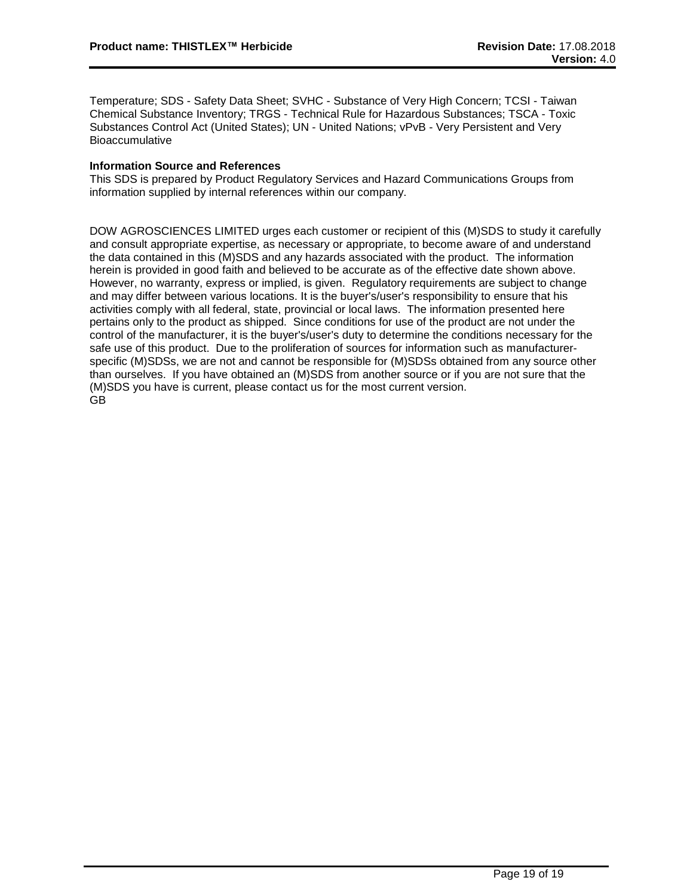Temperature; SDS - Safety Data Sheet; SVHC - Substance of Very High Concern; TCSI - Taiwan Chemical Substance Inventory; TRGS - Technical Rule for Hazardous Substances; TSCA - Toxic Substances Control Act (United States); UN - United Nations; vPvB - Very Persistent and Very Bioaccumulative

**Information Source and References**

This SDS is prepared by Product Regulatory Services and Hazard Communications Groups from information supplied by internal references within our company.

DOW AGROSCIENCES LIMITED urges each customer or recipient of this (M)SDS to study it carefully and consult appropriate expertise, as necessary or appropriate, to become aware of and understand the data contained in this (M)SDS and any hazards associated with the product. The information herein is provided in good faith and believed to be accurate as of the effective date shown above. However, no warranty, express or implied, is given. Regulatory requirements are subject to change and may differ between various locations. It is the buyer's/user's responsibility to ensure that his activities comply with all federal, state, provincial or local laws. The information presented here pertains only to the product as shipped. Since conditions for use of the product are not under the control of the manufacturer, it is the buyer's/user's duty to determine the conditions necessary for the safe use of this product. Due to the proliferation of sources for information such as manufacturer-specific (M)SDSs, we are not and cannot be responsible for (M)SDSs obtained from any source other than ourselves. If you have obtained an (M)SDS from another source or if you are not sure that the (M)SDS you have is current, please contact us for the most current version.
GB